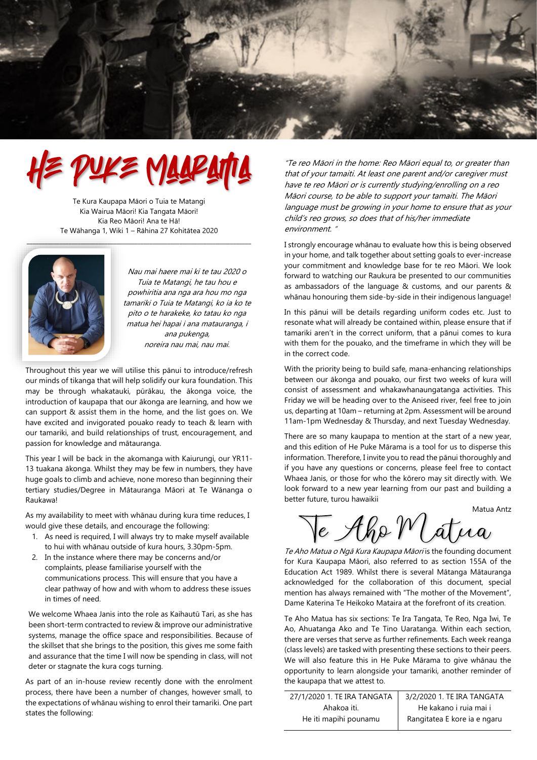# HE PUKE MAARAMA

Te Kura Kaupapa Māori o Tuia te Matangi
Kia Wairua Māori! Kia Tangata Māori!
Kia Reo Māori! Ana te Hā!
Te Wāhanga 1, Wiki 1 – Rāhina 27 Kohitātea 2020

*Nau mai haere mai ki te tau 2020 o Tuia te Matangi, he tau hou e powhiritia ana nga ara hou mo nga tamariki o Tuia te Matangi, ko ia ko te pito o te harakeke, ko tatau ko nga matua hei hapai i ana matauranga, i ana pukenga, noreira nau mai, nau mai.*

Throughout this year we will utilise this pānui to introduce/refresh our minds of tikanga that will help solidify our kura foundation. This may be through whakatauki, pūrākau, the ākonga voice, the introduction of kaupapa that our ākonga are learning, and how we can support & assist them in the home, and the list goes on. We have excited and invigorated pouako ready to teach & learn with our tamariki, and build relationships of trust, encouragement, and passion for knowledge and mātauranga.

This year I will be back in the akomanga with Kaiurungi, our YR11-13 tuakana ākonga. Whilst they may be few in numbers, they have huge goals to climb and achieve, none moreso than beginning their tertiary studies/Degree in Mātauranga Māori at Te Wānanga o Raukawa!

As my availability to meet with whānau during kura time reduces, I would give these details, and encourage the following:

1. As need is required, I will always try to make myself available to hui with whānau outside of kura hours, 3.30pm-5pm.
2. In the instance where there may be concerns and/or complaints, please familiarise yourself with the communications process. This will ensure that you have a clear pathway of how and with whom to address these issues in times of need.

We welcome Whaea Janis into the role as Kaihautū Tari, as she has been short-term contracted to review & improve our administrative systems, manage the office space and responsibilities. Because of the skillset that she brings to the position, this gives me some faith and assurance that the time I will now be spending in class, will not deter or stagnate the kura cogs turning.

As part of an in-house review recently done with the enrolment process, there have been a number of changes, however small, to the expectations of whānau wishing to enrol their tamariki. One part states the following:

*"Te reo Māori in the home: Reo Māori equal to, or greater than that of your tamaiti. At least one parent and/or caregiver must have te reo Māori or is currently studying/enrolling on a reo Māori course, to be able to support your tamaiti. The Māori language must be growing in your home to ensure that as your child's reo grows, so does that of his/her immediate environment. "*

I strongly encourage whānau to evaluate how this is being observed in your home, and talk together about setting goals to ever-increase your commitment and knowledge base for te reo Māori. We look forward to watching our Raukura be presented to our communities as ambassadors of the language & customs, and our parents & whānau honouring them side-by-side in their indigenous language!

In this pānui will be details regarding uniform codes etc. Just to resonate what will already be contained within, please ensure that if tamariki aren't in the correct uniform, that a pānui comes to kura with them for the pouako, and the timeframe in which they will be in the correct code.

With the priority being to build safe, mana-enhancing relationships between our ākonga and pouako, our first two weeks of kura will consist of assessment and whakawhanaungatanga activities. This Friday we will be heading over to the Aniseed river, feel free to join us, departing at 10am – returning at 2pm. Assessment will be around 11am-1pm Wednesday & Thursday, and next Tuesday Wednesday.

There are so many kaupapa to mention at the start of a new year, and this edition of He Puke Mārama is a tool for us to disperse this information. Therefore, I invite you to read the pānui thoroughly and if you have any questions or concerns, please feel free to contact Whaea Janis, or those for who the kōrero may sit directly with. We look forward to a new year learning from our past and building a better future, turou hawaikii

Matua Antz

## Te Aho Matua

*Te Aho Matua o Ngā Kura Kaupapa Māori* is the founding document for Kura Kaupapa Māori, also referred to as section 155A of the Education Act 1989. Whilst there is several Mātanga Mātauranga acknowledged for the collaboration of this document, special mention has always remained with "The mother of the Movement", Dame Katerina Te Heikoko Mataira at the forefront of its creation.

Te Aho Matua has six sections: Te Ira Tangata, Te Reo, Nga Iwi, Te Ao, Ahuatanga Ako and Te Tino Uaratanga. Within each section, there are verses that serve as further refinements. Each week reanga (class levels) are tasked with presenting these sections to their peers. We will also feature this in He Puke Mārama to give whānau the opportunity to learn alongside your tamariki, another reminder of the kaupapa that we attest to.

| 27/1/2020 1. TE IRA TANGATA | 3/2/2020 1. TE IRA TANGATA |
|---|---|
| Ahakoa iti.<br>He iti mapihi pounamu | He kakano i ruia mai i<br>Rangitatea E kore ia e ngaru |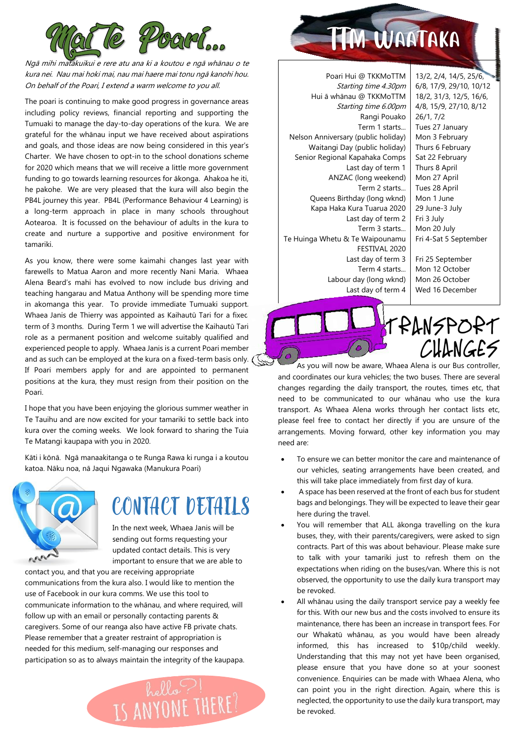# Mai Te Poari...

*Ngā mihi matakuikui e rere atu ana ki a koutou e ngā whānau o te kura nei. Nau mai hoki mai, nau mai haere mai tonu ngā kanohi hou. On behalf of the Poari, I extend a warm welcome to you all.*

The poari is continuing to make good progress in governance areas including policy reviews, financial reporting and supporting the Tumuaki to manage the day-to-day operations of the kura. We are grateful for the whānau input we have received about aspirations and goals, and those ideas are now being considered in this year's Charter. We have chosen to opt-in to the school donations scheme for 2020 which means that we will receive a little more government funding to go towards learning resources for ākonga. Ahakoa he iti, he pakohe. We are very pleased that the kura will also begin the PB4L journey this year. PB4L (Performance Behaviour 4 Learning) is a long-term approach in place in many schools throughout Aotearoa. It is focussed on the behaviour of adults in the kura to create and nurture a supportive and positive environment for tamariki.

As you know, there were some kaimahi changes last year with farewells to Matua Aaron and more recently Nani Maria. Whaea Alena Beard's mahi has evolved to now include bus driving and teaching hangarau and Matua Anthony will be spending more time in akomanga this year. To provide immediate Tumuaki support. Whaea Janis de Thierry was appointed as Kaihautū Tari for a fixed term of 3 months. During Term 1 we will advertise the Kaihautū Tari role as a permanent position and welcome suitably qualified and experienced people to apply. Whaea Janis is a current Poari member and as such can be employed at the kura on a fixed-term basis only. If Poari members apply for and are appointed to permanent positions at the kura, they must resign from their position on the Poari.

I hope that you have been enjoying the glorious summer weather in Te Tauihu and are now excited for your tamariki to settle back into kura over the coming weeks. We look forward to sharing the Tuia Te Matangi kaupapa with you in 2020.

Kāti i kōnā. Ngā manaakitanga o te Runga Rawa ki runga i a koutou katoa. Nāku noa, nā Jaqui Ngawaka (Manukura Poari)

## Contact Details

In the next week, Whaea Janis will be sending out forms requesting your updated contact details. This is very important to ensure that we are able to contact you, and that you are receiving appropriate communications from the kura also. I would like to mention the use of Facebook in our kura comms. We use this tool to communicate information to the whānau, and where required, will follow up with an email or personally contacting parents & caregivers. Some of our reanga also have active FB private chats. Please remember that a greater restraint of appropriation is needed for this medium, self-managing our responses and participation so as to always maintain the integrity of the kaupapa.

hello?! IS ANYONE THERE?

# TTM Waataka

| | |
|---|---|
| Poari Hui @ TKKMoTTM<br>*Starting time 4.30pm* | 13/2, 2/4, 14/5, 25/6, 6/8, 17/9, 29/10, 10/12 |
| Hui ā whānau @ TKKMoTTM<br>*Starting time 6.00pm* | 18/2, 31/3, 12/5, 16/6, 4/8, 15/9, 27/10, 8/12 |
| Rangi Pouako | 26/1, 7/2 |
| Term 1 starts... | Tues 27 January |
| Nelson Anniversary (public holiday) | Mon 3 February |
| Waitangi Day (public holiday) | Thurs 6 February |
| Senior Regional Kapahaka Comps | Sat 22 February |
| Last day of term 1 | Thurs 8 April |
| ANZAC (long weekend) | Mon 27 April |
| Term 2 starts... | Tues 28 April |
| Queens Birthday (long wknd) | Mon 1 June |
| Kapa Haka Kura Tuarua 2020 | 29 June-3 July |
| Last day of term 2 | Fri 3 July |
| Term 3 starts... | Mon 20 July |
| Te Huinga Whetu & Te Waipounamu FESTIVAL 2020 | Fri 4-Sat 5 September |
| Last day of term 3 | Fri 25 September |
| Term 4 starts... | Mon 12 October |
| Labour day (long wknd) | Mon 26 October |
| Last day of term 4 | Wed 16 December |

## Transport Changes

As you will now be aware, Whaea Alena is our Bus controller, and coordinates our kura vehicles; the two buses. There are several changes regarding the daily transport, the routes, times etc, that need to be communicated to our whānau who use the kura transport. As Whaea Alena works through her contact lists etc, please feel free to contact her directly if you are unsure of the arrangements. Moving forward, other key information you may need are:

- To ensure we can better monitor the care and maintenance of our vehicles, seating arrangements have been created, and this will take place immediately from first day of kura.
- A space has been reserved at the front of each bus for student bags and belongings. They will be expected to leave their gear here during the travel.
- You will remember that ALL ākonga travelling on the kura buses, they, with their parents/caregivers, were asked to sign contracts. Part of this was about behaviour. Please make sure to talk with your tamariki just to refresh them on the expectations when riding on the buses/van. Where this is not observed, the opportunity to use the daily kura transport may be revoked.
- All whānau using the daily transport service pay a weekly fee for this. With our new bus and the costs involved to ensure its maintenance, there has been an increase in transport fees. For our Whakatū whānau, as you would have been already informed, this has increased to $10p/child weekly. Understanding that this may not yet have been organised, please ensure that you have done so at your soonest convenience. Enquiries can be made with Whaea Alena, who can point you in the right direction. Again, where this is neglected, the opportunity to use the daily kura transport, may be revoked.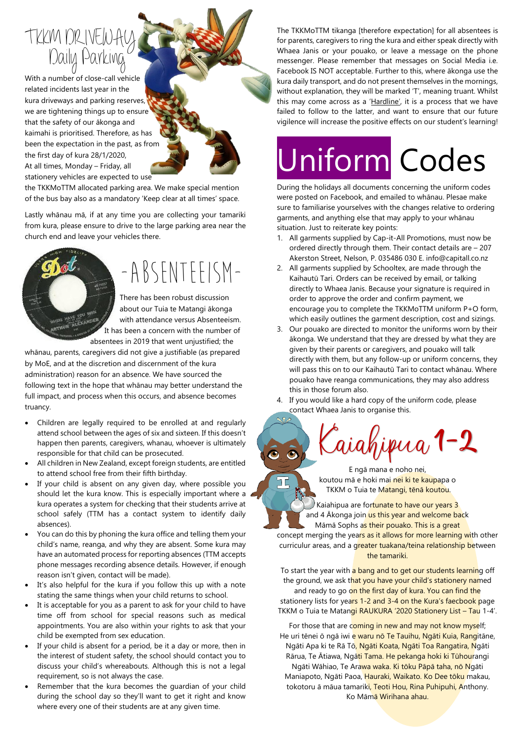# TKKM DRIVEWAY Daily Parking

With a number of close-call vehicle related incidents last year in the kura driveways and parking reserves, we are tightening things up to ensure that the safety of our ākonga and kaimahi is prioritised. Therefore, as has been the expectation in the past, as from the first day of kura 28/1/2020, At all times, Monday – Friday, all stationery vehicles are expected to use the TKKMoTTM allocated parking area. We make special mention of the bus bay also as a mandatory 'Keep clear at all times' space.

Lastly whānau mā, if at any time you are collecting your tamariki from kura, please ensure to drive to the large parking area near the church end and leave your vehicles there.

# -ABSENTEEISM-

There has been robust discussion about our Tuia te Matangi ākonga with attendance versus Absenteeism. It has been a concern with the number of absentees in 2019 that went unjustified; the whānau, parents, caregivers did not give a justifiable (as prepared by MoE, and at the discretion and discernment of the kura administration) reason for an absence. We have sourced the following text in the hope that whānau may better understand the full impact, and process when this occurs, and absence becomes truancy.

- Children are legally required to be enrolled at and regularly attend school between the ages of six and sixteen. If this doesn't happen then parents, caregivers, whanau, whoever is ultimately responsible for that child can be prosecuted.
- All children in New Zealand, except foreign students, are entitled to attend school free from their fifth birthday.
- If your child is absent on any given day, where possible you should let the kura know. This is especially important where a kura operates a system for checking that their students arrive at school safely (TTM has a contact system to identify daily absences).
- You can do this by phoning the kura office and telling them your child's name, reanga, and why they are absent. Some kura may have an automated process for reporting absences (TTM accepts phone messages recording absence details. However, if enough reason isn't given, contact will be made).
- It's also helpful for the kura if you follow this up with a note stating the same things when your child returns to school.
- It is acceptable for you as a parent to ask for your child to have time off from school for special reasons such as medical appointments. You are also within your rights to ask that your child be exempted from sex education.
- If your child is absent for a period, be it a day or more, then in the interest of student safety, the school should contact you to discuss your child's whereabouts. Although this is not a legal requirement, so is not always the case.
- Remember that the kura becomes the guardian of your child during the school day so they'll want to get it right and know where every one of their students are at any given time.

The TKKMoTTM tikanga [therefore expectation] for all absentees is for parents, caregivers to ring the kura and either speak directly with Whaea Janis or your pouako, or leave a message on the phone messenger. Please remember that messages on Social Media i.e. Facebook IS NOT acceptable. Further to this, where ākonga use the kura daily transport, and do not present themselves in the mornings, without explanation, they will be marked 'T', meaning truant. Whilst this may come across as a 'Hardline', it is a process that we have failed to follow to the latter, and want to ensure that our future vigilence will increase the positive effects on our student's learning!

# Uniform Codes

During the holidays all documents concerning the uniform codes were posted on Facebook, and emailed to whānau. Plesae make sure to familiarise yourselves with the changes relative to ordering garments, and anything else that may apply to your whānau situation. Just to reiterate key points:

1. All garments supplied by Cap-it-All Promotions, must now be ordered directly through them. Their contact details are – 207 Akerston Street, Nelson, P. 035486 030 E. info@capitall.co.nz
2. All garments supplied by Schooltex, are made through the Kaihautū Tari. Orders can be received by email, or talking directly to Whaea Janis. Because your signature is required in order to approve the order and confirm payment, we encourage you to complete the TKKMoTTM uniform P+O form, which easily outlines the garment description, cost and sizings.
3. Our pouako are directed to monitor the uniforms worn by their ākonga. We understand that they are dressed by what they are given by their parents or caregivers, and pouako will talk directly with them, but any follow-up or uniform concerns, they will pass this on to our Kaihautū Tari to contact whānau. Where pouako have reanga communications, they may also address this in those forum also.
4. If you would like a hard copy of the uniform code, please contact Whaea Janis to organise this.

# Kaiahipua 1-2

E ngā mana e noho nei, koutou mā e hoki mai nei ki te kaupapa o TKKM o Tuia te Matangi, tēnā koutou.

Kaiahipua are fortunate to have our years 3 and 4 Ākonga join us this year and welcome back Māmā Sophs as their pouako. This is a great concept merging the years as it allows for more learning with other curriculur areas, and a greater tuakana/teina relationship between the tamariki.

To start the year with a bang and to get our students learning off the ground, we ask that you have your child's stationery named and ready to go on the first day of kura. You can find the stationery lists for years 1-2 and 3-4 on the Kura's faecbook page TKKM o Tuia te Matangi RAUKURA '2020 Stationery List – Tau 1-4'.

For those that are coming in new and may not know myself; He uri tēnei ō ngā iwi e waru nō Te Tauihu, Ngāti Kuia, Rangitāne, Ngāti Apa ki te Rā Tō, Ngāti Koata, Ngāti Toa Rangatira, Ngāti Rārua, Te Ātiawa, Ngāti Tama. He pekanga hoki ki Tūhourangi Ngāti Wāhiao, Te Arawa waka. Ki tōku Pāpā taha, nō Ngāti Maniapoto, Ngāti Paoa, Hauraki, Waikato. Ko Dee tōku makau, tokotoru ā māua tamariki, Teoti Hou, Rina Puhipuhi, Anthony. Ko Māmā Wirihana ahau.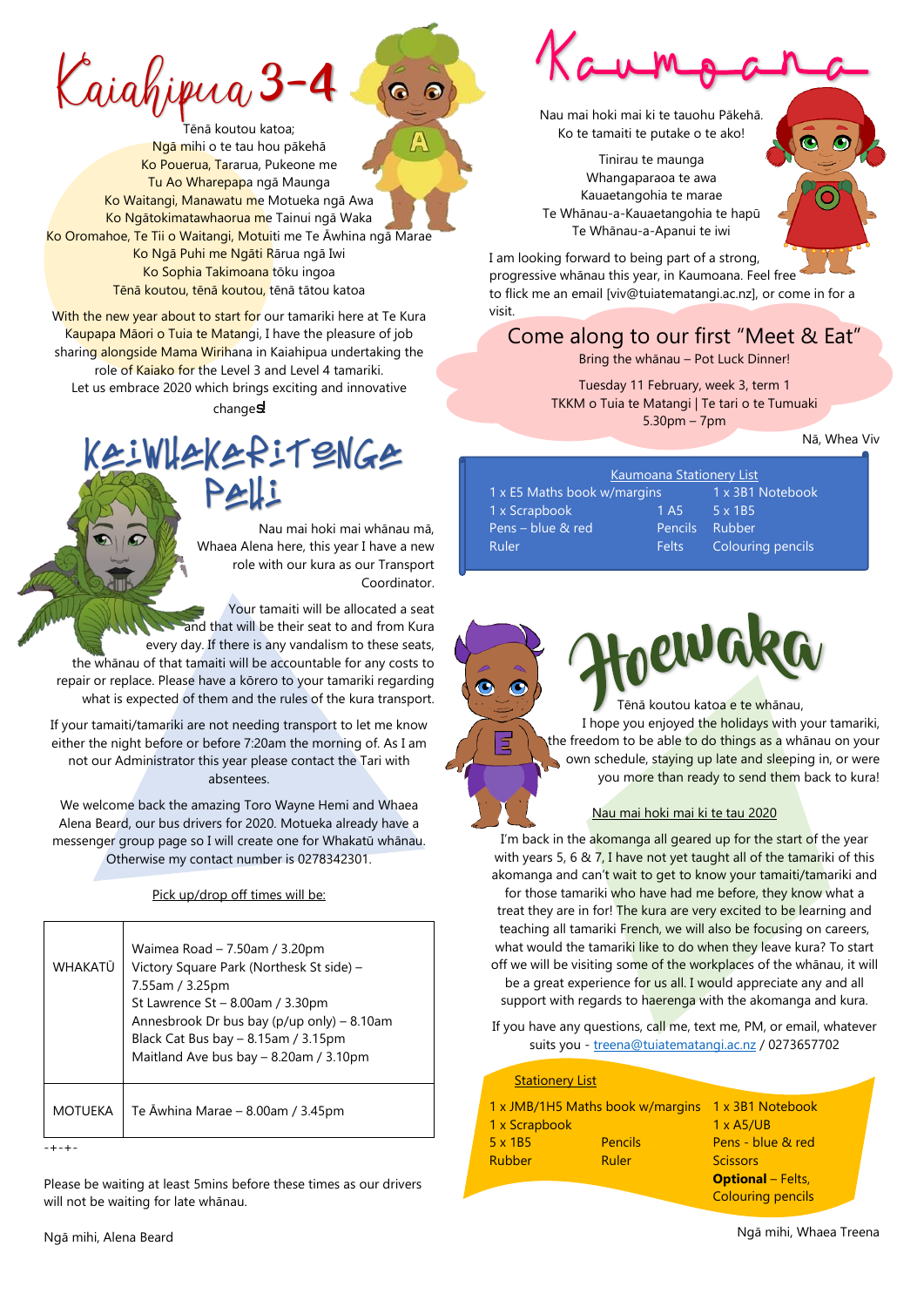# Kaiahipua 3-4

Tēnā koutou katoa;
Ngā mihi o te tau hou pākehā
Ko Pouerua, Tararua, Pukeone me
Tu Ao Wharepapa ngā Maunga
Ko Waitangi, Manawatu me Motueka ngā Awa
Ko Ngātokimatawhaorua me Tainui ngā Waka
Ko Oromahoe, Te Tii o Waitangi, Motuiti me Te Āwhina ngā Marae
Ko Ngā Puhi me Ngāti Rārua ngā Iwi
Ko Sophia Takimoana tōku ingoa
Tēnā koutou, tēnā koutou, tēnā tātou katoa

With the new year about to start for our tamariki here at Te Kura Kaupapa Māori o Tuia te Matangi, I have the pleasure of job sharing alongside Mama Wirihana in Kaiahipua undertaking the role of Kaiako for the Level 3 and Level 4 tamariki. Let us embrace 2020 which brings exciting and innovative changes!

# Kaiwhakaritenga Pahi

Nau mai hoki mai whānau mā, Whaea Alena here, this year I have a new role with our kura as our Transport Coordinator.

Your tamaiti will be allocated a seat and that will be their seat to and from Kura every day. If there is any vandalism to these seats, the whānau of that tamaiti will be accountable for any costs to repair or replace. Please have a kōrero to your tamariki regarding what is expected of them and the rules of the kura transport.

If your tamaiti/tamariki are not needing transport to let me know either the night before or before 7:20am the morning of. As I am not our Administrator this year please contact the Tari with absentees.

We welcome back the amazing Toro Wayne Hemi and Whaea Alena Beard, our bus drivers for 2020. Motueka already have a messenger group page so I will create one for Whakatū whānau. Otherwise my contact number is 0278342301.

Pick up/drop off times will be:

| | |
|---|---|
| WHAKATŪ | Waimea Road – 7.50am / 3.20pm<br>Victory Square Park (Northesk St side) – 7.55am / 3.25pm<br>St Lawrence St – 8.00am / 3.30pm<br>Annesbrook Dr bus bay (p/up only) – 8.10am<br>Black Cat Bus bay – 8.15am / 3.15pm<br>Maitland Ave bus bay – 8.20am / 3.10pm |
| MOTUEKA | Te Āwhina Marae – 8.00am / 3.45pm |

-+-+-

Please be waiting at least 5mins before these times as our drivers will not be waiting for late whānau.

Ngā mihi, Alena Beard

# Kaumoana

Nau mai hoki mai ki te tauohu Pākehā.
Ko te tamaiti te putake o te ako!

Tinirau te maunga
Whangaparaoa te awa
Kauaetangohia te marae
Te Whānau-a-Kauaetangohia te hapū
Te Whānau-a-Apanui te iwi

I am looking forward to being part of a strong, progressive whānau this year, in Kaumoana. Feel free to flick me an email [viv@tuiatematangi.ac.nz], or come in for a visit.

## Come along to our first "Meet & Eat"

Bring the whānau – Pot Luck Dinner!

Tuesday 11 February, week 3, term 1
TKKM o Tuia te Matangi | Te tari o te Tumuaki
5.30pm – 7pm

Nā, Whea Viv

**Kaumoana Stationery List**

| | | |
|---|---|---|
| 1 x E5 Maths book w/margins | | 1 x 3B1 Notebook |
| 1 x Scrapbook | 1 A5 | 5 x 1B5 |
| Pens – blue & red | Pencils | Rubber |
| Ruler | Felts | Colouring pencils |

# Hoewaka

Tēnā koutou katoa e te whānau,

I hope you enjoyed the holidays with your tamariki, the freedom to be able to do things as a whānau on your own schedule, staying up late and sleeping in, or were you more than ready to send them back to kura!

Nau mai hoki mai ki te tau 2020

I'm back in the akomanga all geared up for the start of the year with years 5, 6 & 7, I have not yet taught all of the tamariki of this akomanga and can't wait to get to know your tamaiti/tamariki and for those tamariki who have had me before, they know what a treat they are in for! The kura are very excited to be learning and teaching all tamariki French, we will also be focusing on careers, what would the tamariki like to do when they leave kura? To start off we will be visiting some of the workplaces of the whānau, it will be a great experience for us all. I would appreciate any and all support with regards to haerenga with the akomanga and kura.

If you have any questions, call me, text me, PM, or email, whatever suits you - treena@tuiatematangi.ac.nz / 0273657702

**Stationery List**

| | | |
|---|---|---|
| 1 x JMB/1H5 Maths book w/margins | | 1 x 3B1 Notebook |
| 1 x Scrapbook | | 1 x A5/UB |
| 5 x 1B5 | Pencils | Pens - blue & red |
| Rubber | Ruler | Scissors |
| | | **Optional** – Felts, Colouring pencils |

Ngā mihi, Whaea Treena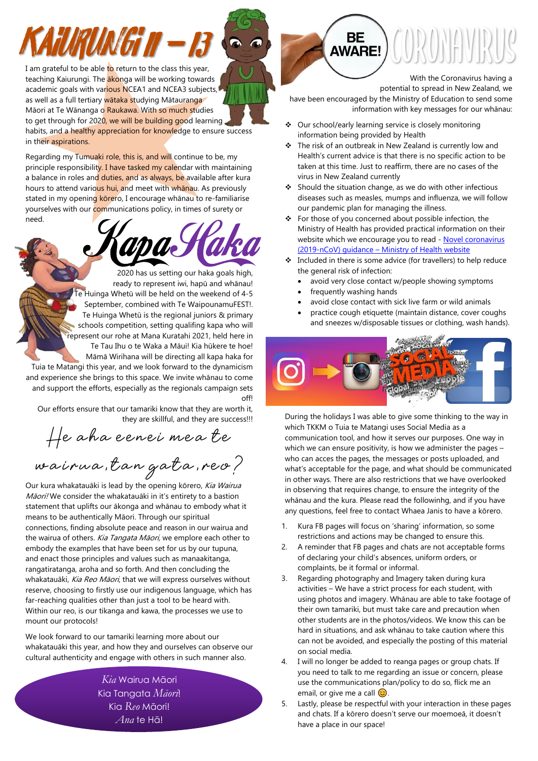# KAIURUNGI 11 – 13

I am grateful to be able to return to the class this year, teaching Kaiurungi. The ākonga will be working towards academic goals with various NCEA1 and NCEA3 subjects, as well as a full tertiary wātaka studying Mātauranga Māori at Te Wānanga o Raukawa. With so much studies to get through for 2020, we will be building good learning habits, and a healthy appreciation for knowledge to ensure success in their aspirations.

Regarding my Tumuaki role, this is, and will continue to be, my principle responsibility. I have tasked my calendar with maintaining a balance in roles and duties, and as always, be available after kura hours to attend various hui, and meet with whānau. As previously stated in my opening kōrero, I encourage whānau to re-familiarise yourselves with our communications policy, in times of surety or need.

# Kapa Haka

2020 has us setting our haka goals high, ready to represent iwi, hapū and whānau! Te Huinga Whetū will be held on the weekend of 4-5 September, combined with Te WaipounamuFEST!. Te Huinga Whetū is the regional juniors & primary schools competition, setting qualifing kapa who will represent our rohe at Mana Kuratahi 2021, held here in Te Tau Ihu o te Waka a Māui! Kia hūkere te hoe! Māmā Wirihana will be directing all kapa haka for Tuia te Matangi this year, and we look forward to the dynamicism and experience she brings to this space. We invite whānau to come and support the efforts, especially as the regionals campaign sets off!

Our efforts ensure that our tamariki know that they are worth it, they are skillful, and they are success!!!

# He aha eenei mea te wairua, tangata, reo?

Our kura whakatauāki is lead by the opening kōrero, *Kia Wairua Māori!* We consider the whakatauāki in it's entirety to a bastion statement that uplifts our ākonga and whānau to embody what it means to be authentically Māori. Through our spiritual connections, finding absolute peace and reason in our wairua and the wairua of others. *Kia Tangata Māori*, we emplore each other to embody the examples that have been set for us by our tupuna, and enact those principles and values such as manaakitanga, rangatiratanga, aroha and so forth. And then concluding the whakatauāki, *Kia Reo Māori*, that we will express ourselves without reserve, choosing to firstly use our indigenous language, which has far-reaching qualities other than just a tool to be heard with. Within our reo, is our tikanga and kawa, the processes we use to mount our protocols!

We look forward to our tamariki learning more about our whakatauāki this year, and how they and ourselves can observe our cultural authenticity and engage with others in such manner also.

*Kia* Wairua Māori
Kia Tangata *Māori*!
Kia *Reo* Māori!
*Ana* te Hā!

# BE AWARE! CORONAVIRUS

With the Coronavirus having a potential to spread in New Zealand, we have been encouraged by the Ministry of Education to send some information with key messages for our whānau:

- Our school/early learning service is closely monitoring information being provided by Health
- The risk of an outbreak in New Zealand is currently low and Health's current advice is that there is no specific action to be taken at this time. Just to reaffirm, there are no cases of the virus in New Zealand currently
- Should the situation change, as we do with other infectious diseases such as measles, mumps and influenza, we will follow our pandemic plan for managing the illness.
- For those of you concerned about possible infection, the Ministry of Health has provided practical information on their website which we encourage you to read - [Novel coronavirus (2019-nCoV) guidance – Ministry of Health website]
- Included in there is some advice (for travellers) to help reduce the general risk of infection:
  - avoid very close contact w/people showing symptoms
  - frequently washing hands
  - avoid close contact with sick live farm or wild animals
  - practice cough etiquette (maintain distance, cover coughs and sneezes w/disposable tissues or clothing, wash hands).

# SOCIAL MEDIA

During the holidays I was able to give some thinking to the way in which TKKM o Tuia te Matangi uses Social Media as a communication tool, and how it serves our purposes. One way in which we can ensure positivity, is how we administer the pages – who can acces the pages, the messages or posts uploaded, and what's acceptable for the page, and what should be communicated in other ways. There are also restrictions that we have overlooked in observing that requires change, to ensure the integrity of the whānau and the kura. Please read the followinhg, and if you have any questions, feel free to contact Whaea Janis to have a kōrero.

1. Kura FB pages will focus on 'sharing' information, so some restrictions and actions may be changed to ensure this.
2. A reminder that FB pages and chats are not acceptable forms of declaring your child's absences, uniform orders, or complaints, be it formal or informal.
3. Regarding photography and Imagery taken during kura activities – We have a strict process for each student, with using photos and imagery. Whānau are able to take footage of their own tamariki, but must take care and precaution when other students are in the photos/videos. We know this can be hard in situations, and ask whānau to take caution where this can not be avoided, and especially the posting of this material on social media.
4. I will no longer be added to reanga pages or group chats. If you need to talk to me regarding an issue or concern, please use the communications plan/policy to do so, flick me an email, or give me a call 😊.
5. Lastly, please be respectful with your interaction in these pages and chats. If a kōrero doesn't serve our moemoeā, it doesn't have a place in our space!